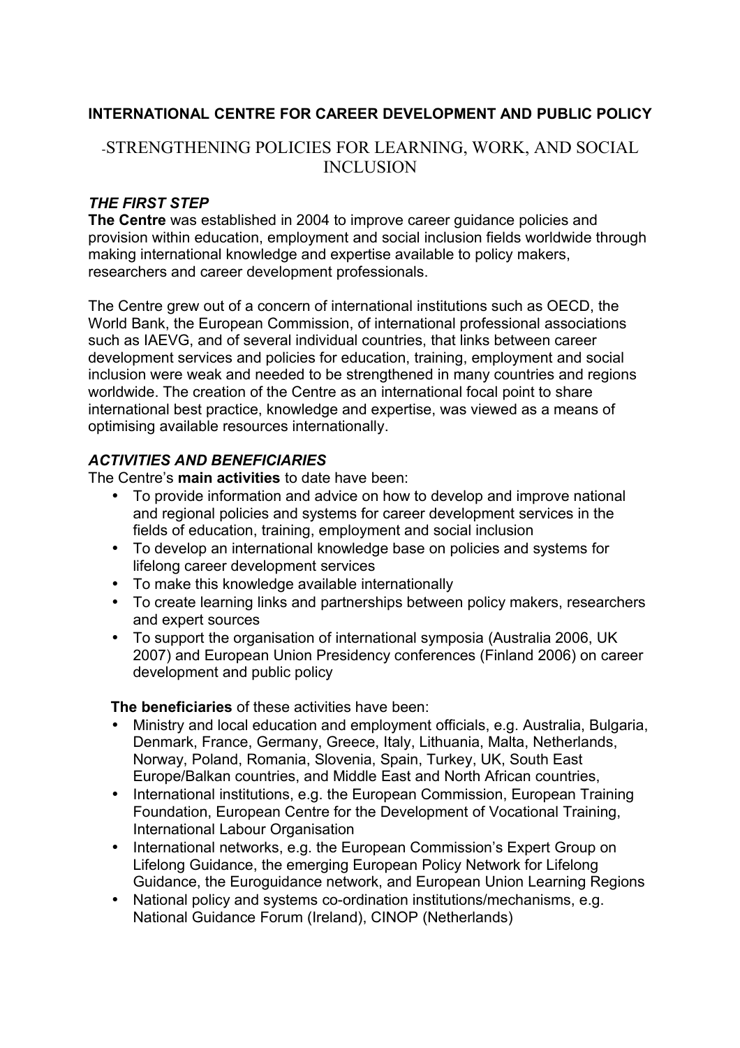**INTERNATIONAL CENTRE FOR CAREER DEVELOPMENT AND PUBLIC POLICY**

# -STRENGTHENING POLICIES FOR LEARNING, WORK, AND SOCIAL INCLUSION

### *THE FIRST STEP*

**The Centre** was established in 2004 to improve career guidance policies and provision within education, employment and social inclusion fields worldwide through making international knowledge and expertise available to policy makers, researchers and career development professionals.

The Centre grew out of a concern of international institutions such as OECD, the World Bank, the European Commission, of international professional associations such as IAEVG, and of several individual countries, that links between career development services and policies for education, training, employment and social inclusion were weak and needed to be strengthened in many countries and regions worldwide. The creation of the Centre as an international focal point to share international best practice, knowledge and expertise, was viewed as a means of optimising available resources internationally.

### *ACTIVITIES AND BENEFICIARIES*

The Centre's **main activities** to date have been:

- To provide information and advice on how to develop and improve national and regional policies and systems for career development services in the fields of education, training, employment and social inclusion
- To develop an international knowledge base on policies and systems for lifelong career development services
- To make this knowledge available internationally
- To create learning links and partnerships between policy makers, researchers and expert sources
- To support the organisation of international symposia (Australia 2006, UK 2007) and European Union Presidency conferences (Finland 2006) on career development and public policy

**The beneficiaries** of these activities have been:

- Ministry and local education and employment officials, e.g. Australia, Bulgaria, Denmark, France, Germany, Greece, Italy, Lithuania, Malta, Netherlands, Norway, Poland, Romania, Slovenia, Spain, Turkey, UK, South East Europe/Balkan countries, and Middle East and North African countries,
- International institutions, e.g. the European Commission, European Training Foundation, European Centre for the Development of Vocational Training, International Labour Organisation
- International networks, e.g. the European Commission's Expert Group on Lifelong Guidance, the emerging European Policy Network for Lifelong Guidance, the Euroguidance network, and European Union Learning Regions
- National policy and systems co-ordination institutions/mechanisms, e.g. National Guidance Forum (Ireland), CINOP (Netherlands)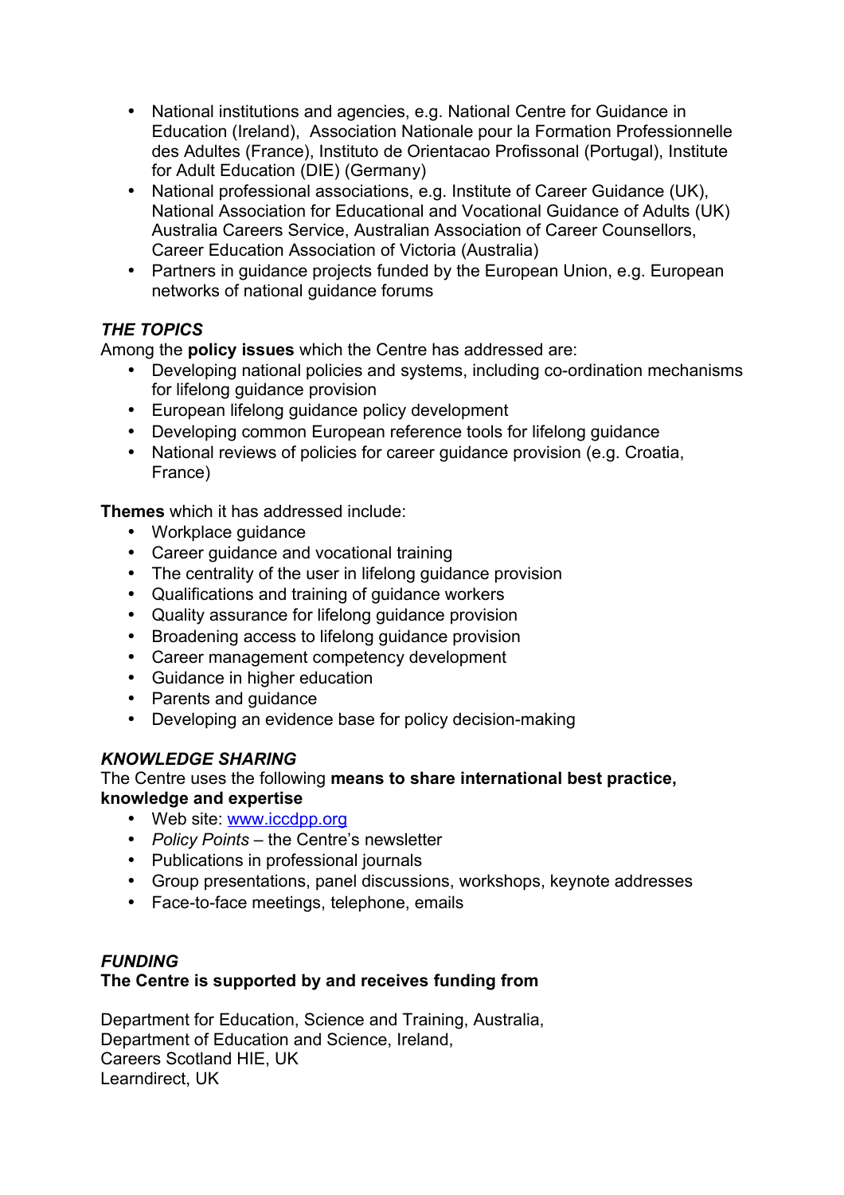- National institutions and agencies, e.g. National Centre for Guidance in Education (Ireland), Association Nationale pour la Formation Professionnelle des Adultes (France), Instituto de Orientacao Profissonal (Portugal), Institute for Adult Education (DIE) (Germany)
- National professional associations, e.g. Institute of Career Guidance (UK), National Association for Educational and Vocational Guidance of Adults (UK) Australia Careers Service, Australian Association of Career Counsellors, Career Education Association of Victoria (Australia)
- Partners in guidance projects funded by the European Union, e.g. European networks of national guidance forums

### *THE TOPICS*

Among the **policy issues** which the Centre has addressed are:

- Developing national policies and systems, including co-ordination mechanisms for lifelong guidance provision
- European lifelong guidance policy development
- Developing common European reference tools for lifelong guidance
- National reviews of policies for career guidance provision (e.g. Croatia, France)

**Themes** which it has addressed include:

- Workplace guidance
- Career guidance and vocational training
- The centrality of the user in lifelong guidance provision
- Qualifications and training of guidance workers
- Quality assurance for lifelong guidance provision
- Broadening access to lifelong guidance provision
- Career management competency development
- Guidance in higher education
- Parents and guidance
- Developing an evidence base for policy decision-making

### *KNOWLEDGE SHARING*

The Centre uses the following **means to share international best practice, knowledge and expertise**

- Web site: [www.iccdpp.org](http://www.iccdpp.org)
- *Policy Points* – the Centre's newsletter
- Publications in professional journals
- Group presentations, panel discussions, workshops, keynote addresses
- Face-to-face meetings, telephone, emails

### *FUNDING*

**The Centre is supported by and receives funding from**

Department for Education, Science and Training, Australia,
Department of Education and Science, Ireland,
Careers Scotland HIE, UK
Learndirect, UK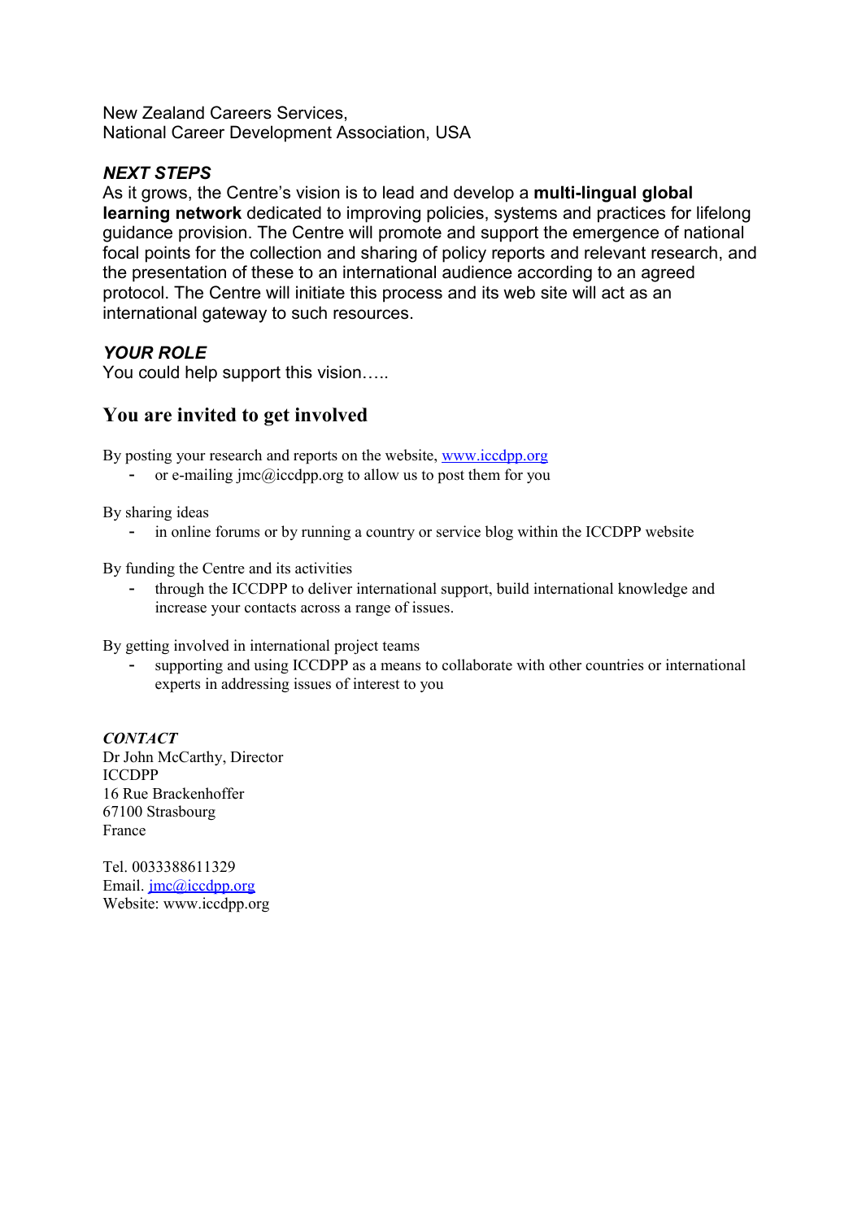New Zealand Careers Services,
National Career Development Association, USA

### *NEXT STEPS*

As it grows, the Centre's vision is to lead and develop a **multi-lingual global learning network** dedicated to improving policies, systems and practices for lifelong guidance provision. The Centre will promote and support the emergence of national focal points for the collection and sharing of policy reports and relevant research, and the presentation of these to an international audience according to an agreed protocol. The Centre will initiate this process and its web site will act as an international gateway to such resources.

### *YOUR ROLE*

You could help support this vision…..

## You are invited to get involved

By posting your research and reports on the website, www.iccdpp.org

- or e-mailing jmc@iccdpp.org to allow us to post them for you

By sharing ideas

- in online forums or by running a country or service blog within the ICCDPP website

By funding the Centre and its activities

- through the ICCDPP to deliver international support, build international knowledge and increase your contacts across a range of issues.

By getting involved in international project teams

- supporting and using ICCDPP as a means to collaborate with other countries or international experts in addressing issues of interest to you

### *CONTACT*

Dr John McCarthy, Director
ICCDPP
16 Rue Brackenhoffer
67100 Strasbourg
France

Tel. 0033388611329
Email. jmc@iccdpp.org
Website: www.iccdpp.org